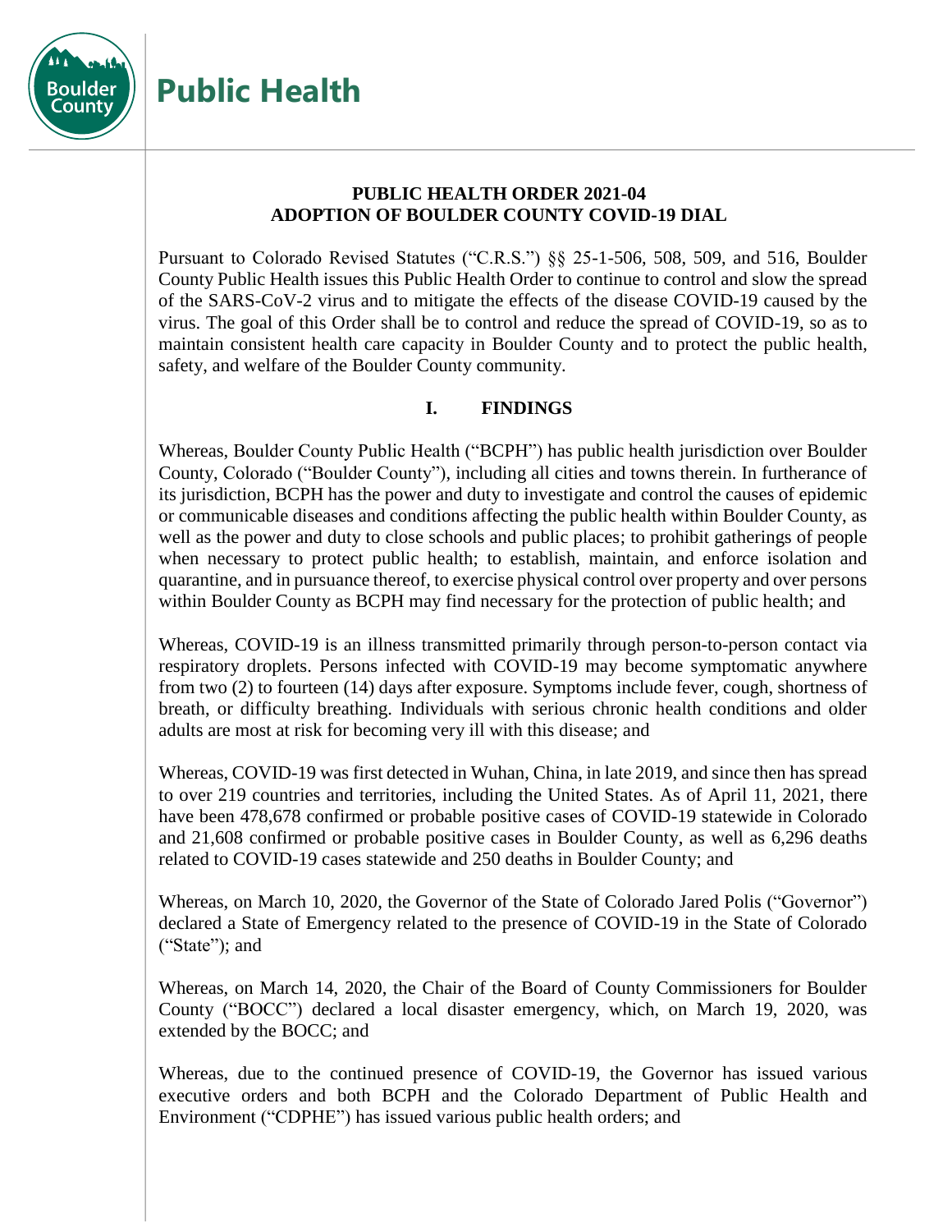**Public Health**

# PUBLIC HEALTH ORDER 2021-04
# ADOPTION OF BOULDER COUNTY COVID-19 DIAL

Pursuant to Colorado Revised Statutes ("C.R.S.") §§ 25-1-506, 508, 509, and 516, Boulder County Public Health issues this Public Health Order to continue to control and slow the spread of the SARS-CoV-2 virus and to mitigate the effects of the disease COVID-19 caused by the virus. The goal of this Order shall be to control and reduce the spread of COVID-19, so as to maintain consistent health care capacity in Boulder County and to protect the public health, safety, and welfare of the Boulder County community.

## I. FINDINGS

Whereas, Boulder County Public Health ("BCPH") has public health jurisdiction over Boulder County, Colorado ("Boulder County"), including all cities and towns therein. In furtherance of its jurisdiction, BCPH has the power and duty to investigate and control the causes of epidemic or communicable diseases and conditions affecting the public health within Boulder County, as well as the power and duty to close schools and public places; to prohibit gatherings of people when necessary to protect public health; to establish, maintain, and enforce isolation and quarantine, and in pursuance thereof, to exercise physical control over property and over persons within Boulder County as BCPH may find necessary for the protection of public health; and

Whereas, COVID-19 is an illness transmitted primarily through person-to-person contact via respiratory droplets. Persons infected with COVID-19 may become symptomatic anywhere from two (2) to fourteen (14) days after exposure. Symptoms include fever, cough, shortness of breath, or difficulty breathing. Individuals with serious chronic health conditions and older adults are most at risk for becoming very ill with this disease; and

Whereas, COVID-19 was first detected in Wuhan, China, in late 2019, and since then has spread to over 219 countries and territories, including the United States. As of April 11, 2021, there have been 478,678 confirmed or probable positive cases of COVID-19 statewide in Colorado and 21,608 confirmed or probable positive cases in Boulder County, as well as 6,296 deaths related to COVID-19 cases statewide and 250 deaths in Boulder County; and

Whereas, on March 10, 2020, the Governor of the State of Colorado Jared Polis ("Governor") declared a State of Emergency related to the presence of COVID-19 in the State of Colorado ("State"); and

Whereas, on March 14, 2020, the Chair of the Board of County Commissioners for Boulder County ("BOCC") declared a local disaster emergency, which, on March 19, 2020, was extended by the BOCC; and

Whereas, due to the continued presence of COVID-19, the Governor has issued various executive orders and both BCPH and the Colorado Department of Public Health and Environment ("CDPHE") has issued various public health orders; and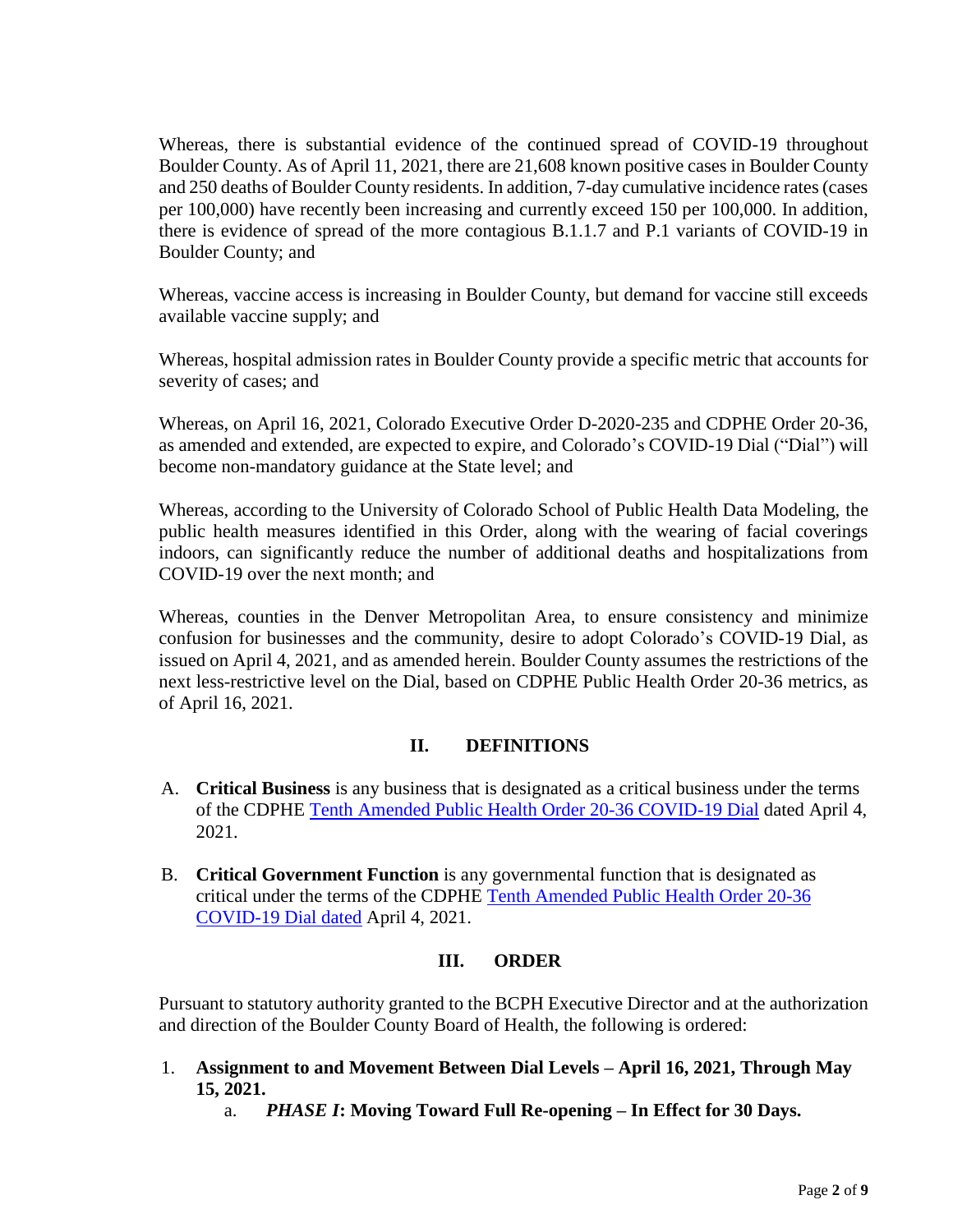Whereas, there is substantial evidence of the continued spread of COVID-19 throughout Boulder County. As of April 11, 2021, there are 21,608 known positive cases in Boulder County and 250 deaths of Boulder County residents. In addition, 7-day cumulative incidence rates (cases per 100,000) have recently been increasing and currently exceed 150 per 100,000. In addition, there is evidence of spread of the more contagious B.1.1.7 and P.1 variants of COVID-19 in Boulder County; and

Whereas, vaccine access is increasing in Boulder County, but demand for vaccine still exceeds available vaccine supply; and

Whereas, hospital admission rates in Boulder County provide a specific metric that accounts for severity of cases; and

Whereas, on April 16, 2021, Colorado Executive Order D-2020-235 and CDPHE Order 20-36, as amended and extended, are expected to expire, and Colorado's COVID-19 Dial ("Dial") will become non-mandatory guidance at the State level; and

Whereas, according to the University of Colorado School of Public Health Data Modeling, the public health measures identified in this Order, along with the wearing of facial coverings indoors, can significantly reduce the number of additional deaths and hospitalizations from COVID-19 over the next month; and

Whereas, counties in the Denver Metropolitan Area, to ensure consistency and minimize confusion for businesses and the community, desire to adopt Colorado's COVID-19 Dial, as issued on April 4, 2021, and as amended herein. Boulder County assumes the restrictions of the next less-restrictive level on the Dial, based on CDPHE Public Health Order 20-36 metrics, as of April 16, 2021.

## II. DEFINITIONS

A. **Critical Business** is any business that is designated as a critical business under the terms of the CDPHE Tenth Amended Public Health Order 20-36 COVID-19 Dial dated April 4, 2021.

B. **Critical Government Function** is any governmental function that is designated as critical under the terms of the CDPHE Tenth Amended Public Health Order 20-36 COVID-19 Dial dated April 4, 2021.

## III. ORDER

Pursuant to statutory authority granted to the BCPH Executive Director and at the authorization and direction of the Boulder County Board of Health, the following is ordered:

1. **Assignment to and Movement Between Dial Levels – April 16, 2021, Through May 15, 2021.**
   a. ***PHASE I*: Moving Toward Full Re-opening – In Effect for 30 Days.**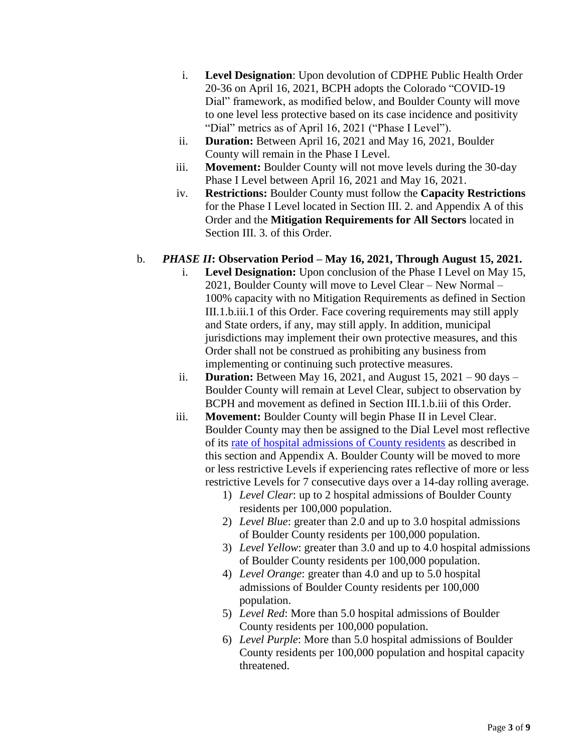i. **Level Designation**: Upon devolution of CDPHE Public Health Order 20-36 on April 16, 2021, BCPH adopts the Colorado "COVID-19 Dial" framework, as modified below, and Boulder County will move to one level less protective based on its case incidence and positivity "Dial" metrics as of April 16, 2021 ("Phase I Level").

ii. **Duration:** Between April 16, 2021 and May 16, 2021, Boulder County will remain in the Phase I Level.

iii. **Movement:** Boulder County will not move levels during the 30-day Phase I Level between April 16, 2021 and May 16, 2021.

iv. **Restrictions:** Boulder County must follow the **Capacity Restrictions** for the Phase I Level located in Section III. 2. and Appendix A of this Order and the **Mitigation Requirements for All Sectors** located in Section III. 3. of this Order.

b. ***PHASE II*: Observation Period – May 16, 2021, Through August 15, 2021.**

i. **Level Designation:** Upon conclusion of the Phase I Level on May 15, 2021, Boulder County will move to Level Clear – New Normal – 100% capacity with no Mitigation Requirements as defined in Section III.1.b.iii.1 of this Order. Face covering requirements may still apply and State orders, if any, may still apply. In addition, municipal jurisdictions may implement their own protective measures, and this Order shall not be construed as prohibiting any business from implementing or continuing such protective measures.

ii. **Duration:** Between May 16, 2021, and August 15, 2021 – 90 days – Boulder County will remain at Level Clear, subject to observation by BCPH and movement as defined in Section III.1.b.iii of this Order.

iii. **Movement:** Boulder County will begin Phase II in Level Clear. Boulder County may then be assigned to the Dial Level most reflective of its [rate of hospital admissions of County residents]() as described in this section and Appendix A. Boulder County will be moved to more or less restrictive Levels if experiencing rates reflective of more or less restrictive Levels for 7 consecutive days over a 14-day rolling average.

1) *Level Clear*: up to 2 hospital admissions of Boulder County residents per 100,000 population.
2) *Level Blue*: greater than 2.0 and up to 3.0 hospital admissions of Boulder County residents per 100,000 population.
3) *Level Yellow*: greater than 3.0 and up to 4.0 hospital admissions of Boulder County residents per 100,000 population.
4) *Level Orange*: greater than 4.0 and up to 5.0 hospital admissions of Boulder County residents per 100,000 population.
5) *Level Red*: More than 5.0 hospital admissions of Boulder County residents per 100,000 population.
6) *Level Purple*: More than 5.0 hospital admissions of Boulder County residents per 100,000 population and hospital capacity threatened.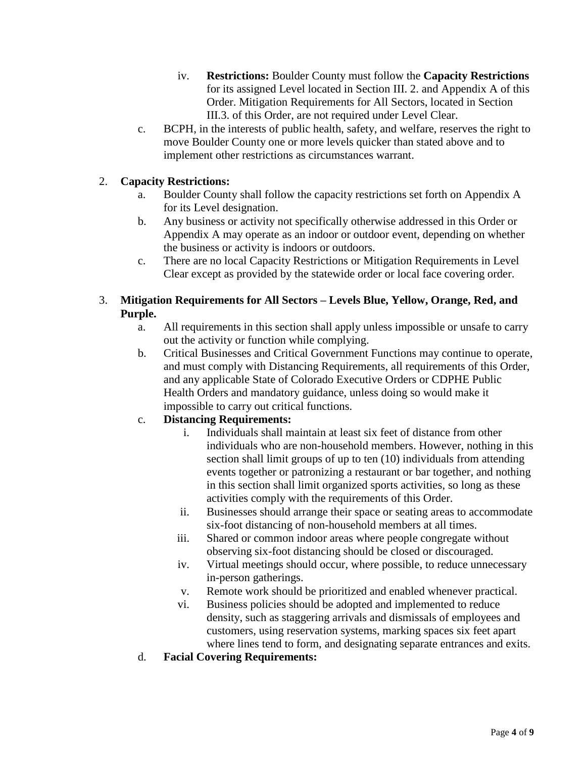iv. **Restrictions:** Boulder County must follow the **Capacity Restrictions** for its assigned Level located in Section III. 2. and Appendix A of this Order. Mitigation Requirements for All Sectors, located in Section III.3. of this Order, are not required under Level Clear.

c. BCPH, in the interests of public health, safety, and welfare, reserves the right to move Boulder County one or more levels quicker than stated above and to implement other restrictions as circumstances warrant.

2. **Capacity Restrictions:**
   a. Boulder County shall follow the capacity restrictions set forth on Appendix A for its Level designation.
   b. Any business or activity not specifically otherwise addressed in this Order or Appendix A may operate as an indoor or outdoor event, depending on whether the business or activity is indoors or outdoors.
   c. There are no local Capacity Restrictions or Mitigation Requirements in Level Clear except as provided by the statewide order or local face covering order.

3. **Mitigation Requirements for All Sectors – Levels Blue, Yellow, Orange, Red, and Purple.**
   a. All requirements in this section shall apply unless impossible or unsafe to carry out the activity or function while complying.
   b. Critical Businesses and Critical Government Functions may continue to operate, and must comply with Distancing Requirements, all requirements of this Order, and any applicable State of Colorado Executive Orders or CDPHE Public Health Orders and mandatory guidance, unless doing so would make it impossible to carry out critical functions.
   c. **Distancing Requirements:**
      i. Individuals shall maintain at least six feet of distance from other individuals who are non-household members. However, nothing in this section shall limit groups of up to ten (10) individuals from attending events together or patronizing a restaurant or bar together, and nothing in this section shall limit organized sports activities, so long as these activities comply with the requirements of this Order.
      ii. Businesses should arrange their space or seating areas to accommodate six-foot distancing of non-household members at all times.
      iii. Shared or common indoor areas where people congregate without observing six-foot distancing should be closed or discouraged.
      iv. Virtual meetings should occur, where possible, to reduce unnecessary in-person gatherings.
      v. Remote work should be prioritized and enabled whenever practical.
      vi. Business policies should be adopted and implemented to reduce density, such as staggering arrivals and dismissals of employees and customers, using reservation systems, marking spaces six feet apart where lines tend to form, and designating separate entrances and exits.
   d. **Facial Covering Requirements:**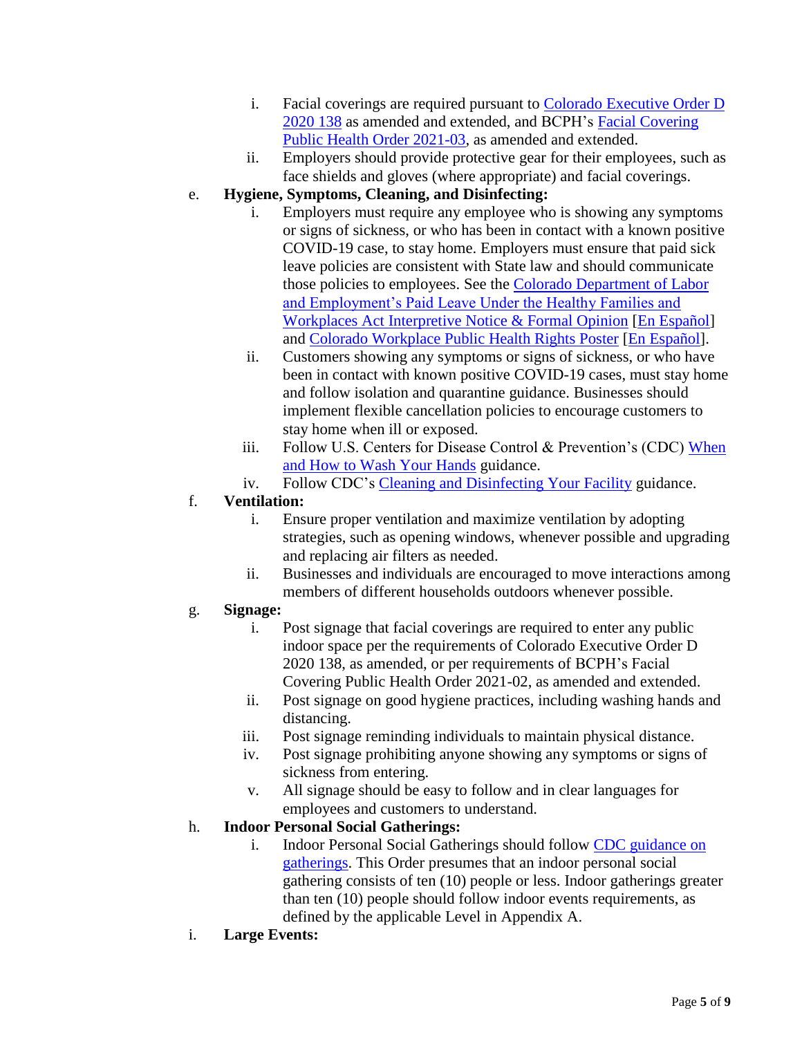i. Facial coverings are required pursuant to [Colorado Executive Order D 2020 138] as amended and extended, and BCPH's [Facial Covering Public Health Order 2021-03], as amended and extended.
   ii. Employers should provide protective gear for their employees, such as face shields and gloves (where appropriate) and facial coverings.

e. **Hygiene, Symptoms, Cleaning, and Disinfecting:**
   i. Employers must require any employee who is showing any symptoms or signs of sickness, or who has been in contact with a known positive COVID-19 case, to stay home. Employers must ensure that paid sick leave policies are consistent with State law and should communicate those policies to employees. See the Colorado Department of Labor and Employment's Paid Leave Under the Healthy Families and Workplaces Act Interpretive Notice & Formal Opinion [En Español] and Colorado Workplace Public Health Rights Poster [En Español].
   ii. Customers showing any symptoms or signs of sickness, or who have been in contact with known positive COVID-19 cases, must stay home and follow isolation and quarantine guidance. Businesses should implement flexible cancellation policies to encourage customers to stay home when ill or exposed.
   iii. Follow U.S. Centers for Disease Control & Prevention's (CDC) When and How to Wash Your Hands guidance.
   iv. Follow CDC's Cleaning and Disinfecting Your Facility guidance.

f. **Ventilation:**
   i. Ensure proper ventilation and maximize ventilation by adopting strategies, such as opening windows, whenever possible and upgrading and replacing air filters as needed.
   ii. Businesses and individuals are encouraged to move interactions among members of different households outdoors whenever possible.

g. **Signage:**
   i. Post signage that facial coverings are required to enter any public indoor space per the requirements of Colorado Executive Order D 2020 138, as amended, or per requirements of BCPH's Facial Covering Public Health Order 2021-02, as amended and extended.
   ii. Post signage on good hygiene practices, including washing hands and distancing.
   iii. Post signage reminding individuals to maintain physical distance.
   iv. Post signage prohibiting anyone showing any symptoms or signs of sickness from entering.
   v. All signage should be easy to follow and in clear languages for employees and customers to understand.

h. **Indoor Personal Social Gatherings:**
   i. Indoor Personal Social Gatherings should follow CDC guidance on gatherings. This Order presumes that an indoor personal social gathering consists of ten (10) people or less. Indoor gatherings greater than ten (10) people should follow indoor events requirements, as defined by the applicable Level in Appendix A.

i. **Large Events:**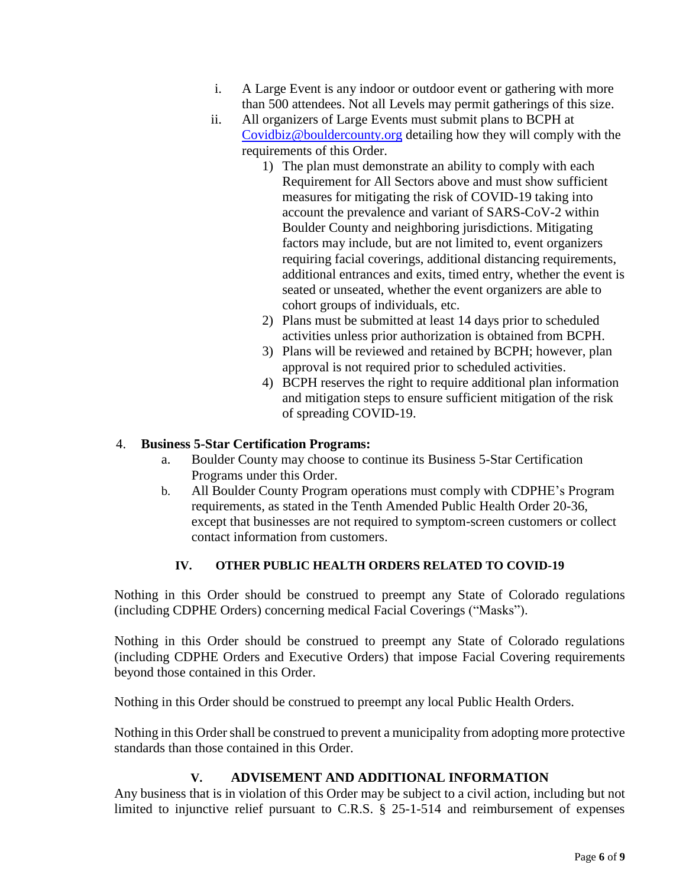i. A Large Event is any indoor or outdoor event or gathering with more than 500 attendees. Not all Levels may permit gatherings of this size.

ii. All organizers of Large Events must submit plans to BCPH at Covidbiz@bouldercounty.org detailing how they will comply with the requirements of this Order.

1) The plan must demonstrate an ability to comply with each Requirement for All Sectors above and must show sufficient measures for mitigating the risk of COVID-19 taking into account the prevalence and variant of SARS-CoV-2 within Boulder County and neighboring jurisdictions. Mitigating factors may include, but are not limited to, event organizers requiring facial coverings, additional distancing requirements, additional entrances and exits, timed entry, whether the event is seated or unseated, whether the event organizers are able to cohort groups of individuals, etc.
2) Plans must be submitted at least 14 days prior to scheduled activities unless prior authorization is obtained from BCPH.
3) Plans will be reviewed and retained by BCPH; however, plan approval is not required prior to scheduled activities.
4) BCPH reserves the right to require additional plan information and mitigation steps to ensure sufficient mitigation of the risk of spreading COVID-19.

4. **Business 5-Star Certification Programs:**

a. Boulder County may choose to continue its Business 5-Star Certification Programs under this Order.

b. All Boulder County Program operations must comply with CDPHE's Program requirements, as stated in the Tenth Amended Public Health Order 20-36, except that businesses are not required to symptom-screen customers or collect contact information from customers.

## IV. OTHER PUBLIC HEALTH ORDERS RELATED TO COVID-19

Nothing in this Order should be construed to preempt any State of Colorado regulations (including CDPHE Orders) concerning medical Facial Coverings ("Masks").

Nothing in this Order should be construed to preempt any State of Colorado regulations (including CDPHE Orders and Executive Orders) that impose Facial Covering requirements beyond those contained in this Order.

Nothing in this Order should be construed to preempt any local Public Health Orders.

Nothing in this Order shall be construed to prevent a municipality from adopting more protective standards than those contained in this Order.

## V. ADVISEMENT AND ADDITIONAL INFORMATION

Any business that is in violation of this Order may be subject to a civil action, including but not limited to injunctive relief pursuant to C.R.S. § 25-1-514 and reimbursement of expenses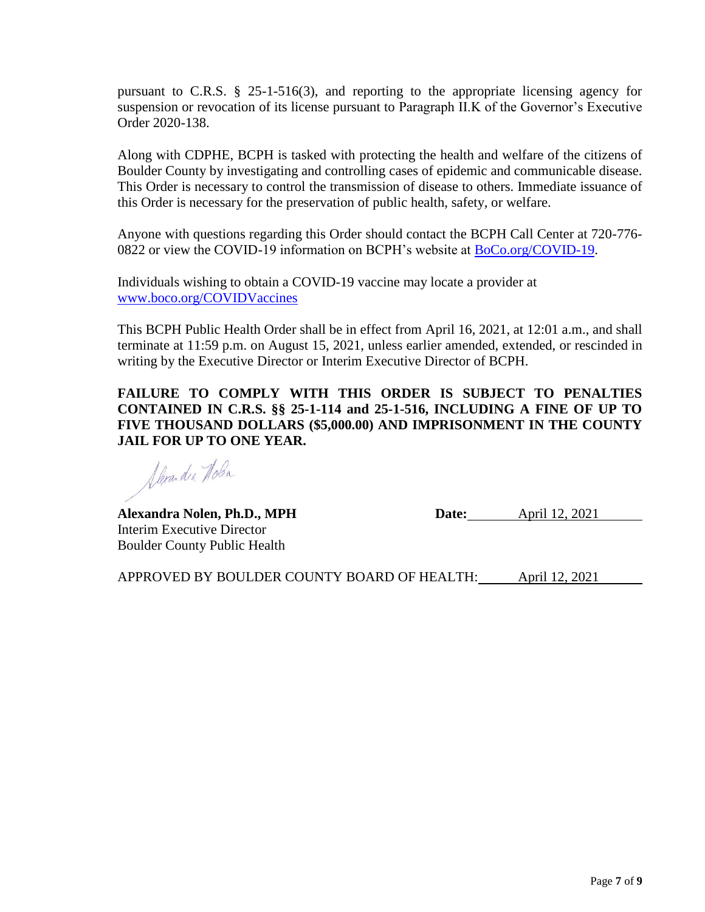pursuant to C.R.S. § 25-1-516(3), and reporting to the appropriate licensing agency for suspension or revocation of its license pursuant to Paragraph II.K of the Governor's Executive Order 2020-138.

Along with CDPHE, BCPH is tasked with protecting the health and welfare of the citizens of Boulder County by investigating and controlling cases of epidemic and communicable disease. This Order is necessary to control the transmission of disease to others. Immediate issuance of this Order is necessary for the preservation of public health, safety, or welfare.

Anyone with questions regarding this Order should contact the BCPH Call Center at 720-776-0822 or view the COVID-19 information on BCPH's website at [BoCo.org/COVID-19](BoCo.org/COVID-19).

Individuals wishing to obtain a COVID-19 vaccine may locate a provider at [www.boco.org/COVIDVaccines](www.boco.org/COVIDVaccines)

This BCPH Public Health Order shall be in effect from April 16, 2021, at 12:01 a.m., and shall terminate at 11:59 p.m. on August 15, 2021, unless earlier amended, extended, or rescinded in writing by the Executive Director or Interim Executive Director of BCPH.

**FAILURE TO COMPLY WITH THIS ORDER IS SUBJECT TO PENALTIES CONTAINED IN C.R.S. §§ 25-1-114 and 25-1-516, INCLUDING A FINE OF UP TO FIVE THOUSAND DOLLARS ($5,000.00) AND IMPRISONMENT IN THE COUNTY JAIL FOR UP TO ONE YEAR.**

**Alexandra Nolen, Ph.D., MPH** **Date:** April 12, 2021
Interim Executive Director
Boulder County Public Health

APPROVED BY BOULDER COUNTY BOARD OF HEALTH: April 12, 2021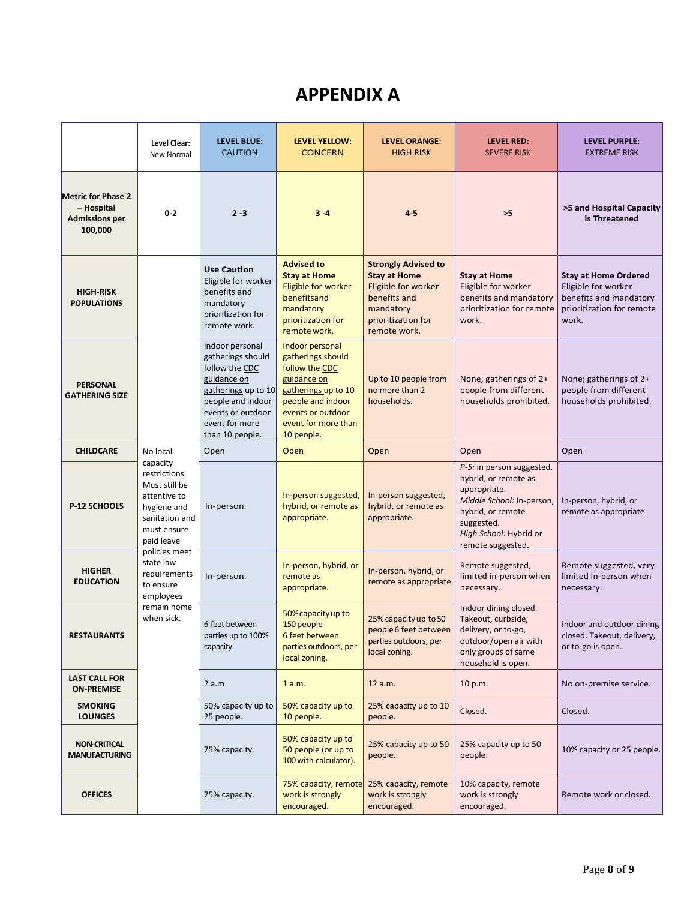# APPENDIX A

| | **Level Clear:** New Normal | **LEVEL BLUE:** CAUTION | **LEVEL YELLOW:** CONCERN | **LEVEL ORANGE:** HIGH RISK | **LEVEL RED:** SEVERE RISK | **LEVEL PURPLE:** EXTREME RISK |
|---|---|---|---|---|---|---|
| **Metric for Phase 2 – Hospital Admissions per 100,000** | **0-2** | **2 -3** | **3 -4** | **4-5** | **>5** | **>5 and Hospital Capacity is Threatened** |
| **HIGH-RISK POPULATIONS** | No local capacity restrictions. Must still be attentive to hygiene and sanitation and must ensure paid leave policies meet state law requirements to ensure employees remain home when sick. | **Use Caution** Eligible for worker benefits and mandatory prioritization for remote work. | **Advised to Stay at Home** Eligible for worker benefitsand mandatory prioritization for remote work. | **Strongly Advised to Stay at Home** Eligible for worker benefits and mandatory prioritization for remote work. | **Stay at Home** Eligible for worker benefits and mandatory prioritization for remote work. | **Stay at Home Ordered** Eligible for worker benefits and mandatory prioritization for remote work. |
| **PERSONAL GATHERING SIZE** | | Indoor personal gatherings should follow the CDC guidance on gatherings up to 10 people and indoor events or outdoor event for more than 10 people. | Indoor personal gatherings should follow the CDC guidance on gatherings up to 10 people and indoor events or outdoor event for more than 10 people. | Up to 10 people from no more than 2 households. | None; gatherings of 2+ people from different households prohibited. | None; gatherings of 2+ people from different households prohibited. |
| **CHILDCARE** | | Open | Open | Open | Open | Open |
| **P-12 SCHOOLS** | | In-person. | In-person suggested, hybrid, or remote as appropriate. | In-person suggested, hybrid, or remote as appropriate. | *P-5:* in person suggested, hybrid, or remote as appropriate. *Middle School:* In-person, hybrid, or remote suggested. *High School:* Hybrid or remote suggested. | In-person, hybrid, or remote as appropriate. |
| **HIGHER EDUCATION** | | In-person. | In-person, hybrid, or remote as appropriate. | In-person, hybrid, or remote as appropriate. | Remote suggested, limited in-person when necessary. | Remote suggested, very limited in-person when necessary. |
| **RESTAURANTS** | | 6 feet between parties up to 100% capacity. | 50% capacity up to 150 people 6 feet between parties outdoors, per local zoning. | 25% capacity up to 50 people 6 feet between parties outdoors, per local zoning. | Indoor dining closed. Takeout, curbside, delivery, or to-go, outdoor/open air with only groups of same household is open. | Indoor and outdoor dining closed. Takeout, delivery, or to-go is open. |
| **LAST CALL FOR ON-PREMISE** | | 2 a.m. | 1 a.m. | 12 a.m. | 10 p.m. | No on-premise service. |
| **SMOKING LOUNGES** | | 50% capacity up to 25 people. | 50% capacity up to 10 people. | 25% capacity up to 10 people. | Closed. | Closed. |
| **NON-CRITICAL MANUFACTURING** | | 75% capacity. | 50% capacity up to 50 people (or up to 100 with calculator). | 25% capacity up to 50 people. | 25% capacity up to 50 people. | 10% capacity or 25 people. |
| **OFFICES** | | 75% capacity. | 75% capacity, remote work is strongly encouraged. | 25% capacity, remote work is strongly encouraged. | 10% capacity, remote work is strongly encouraged. | Remote work or closed. |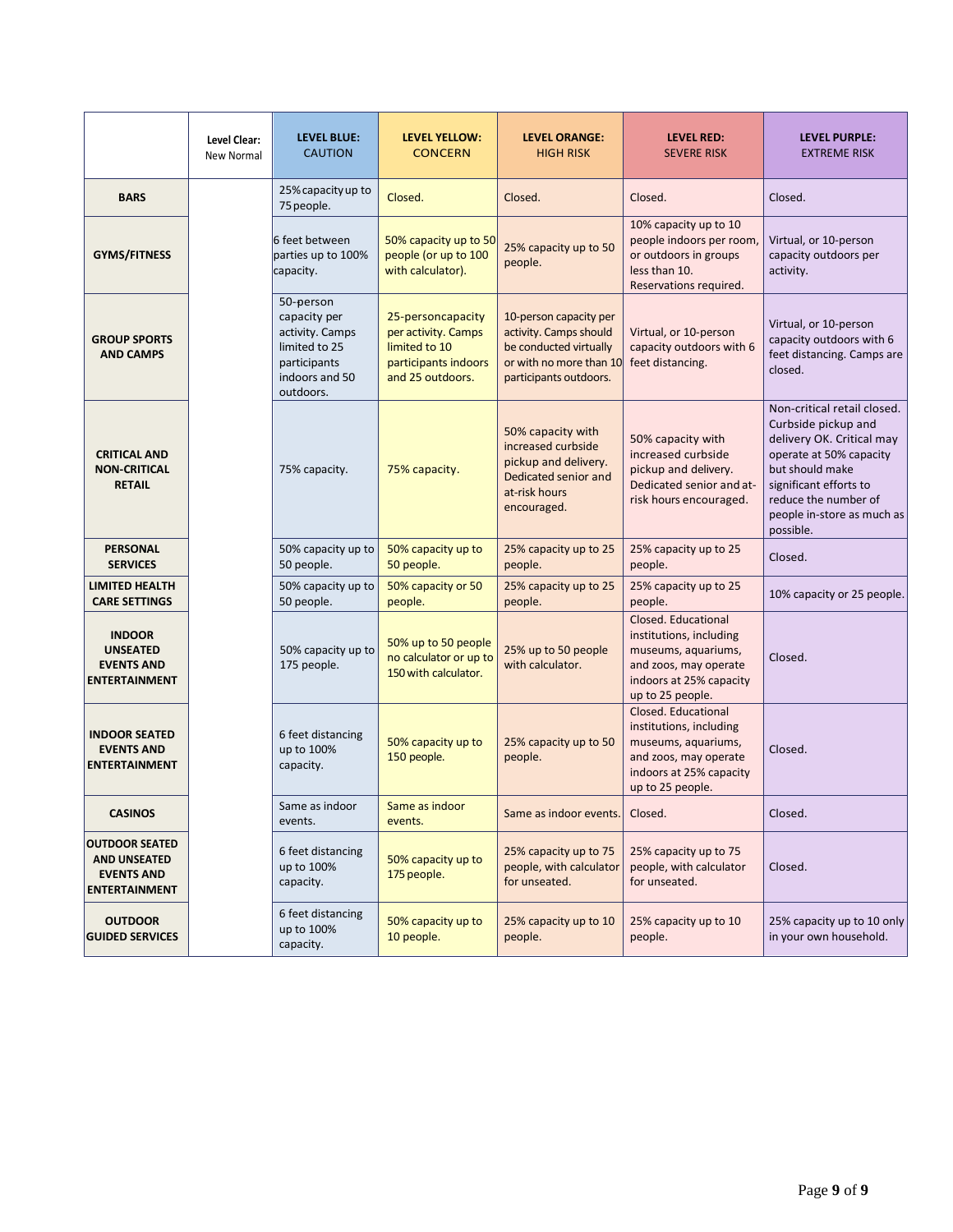| | **Level Clear:** New Normal | **LEVEL BLUE:** CAUTION | **LEVEL YELLOW:** CONCERN | **LEVEL ORANGE:** HIGH RISK | **LEVEL RED:** SEVERE RISK | **LEVEL PURPLE:** EXTREME RISK |
|---|---|---|---|---|---|---|
| **BARS** | | 25% capacity up to 75 people. | Closed. | Closed. | Closed. | Closed. |
| **GYMS/FITNESS** | | 6 feet between parties up to 100% capacity. | 50% capacity up to 50 people (or up to 100 with calculator). | 25% capacity up to 50 people. | 10% capacity up to 10 people indoors per room, or outdoors in groups less than 10. Reservations required. | Virtual, or 10-person capacity outdoors per activity. |
| **GROUP SPORTS AND CAMPS** | | 50-person capacity per activity. Camps limited to 25 participants indoors and 50 outdoors. | 25-personcapacity per activity. Camps limited to 10 participants indoors and 25 outdoors. | 10-person capacity per activity. Camps should be conducted virtually or with no more than 10 participants outdoors. | Virtual, or 10-person capacity outdoors with 6 feet distancing. | Virtual, or 10-person capacity outdoors with 6 feet distancing. Camps are closed. |
| **CRITICAL AND NON-CRITICAL RETAIL** | | 75% capacity. | 75% capacity. | 50% capacity with increased curbside pickup and delivery. Dedicated senior and at-risk hours encouraged. | 50% capacity with increased curbside pickup and delivery. Dedicated senior and at-risk hours encouraged. | Non-critical retail closed. Curbside pickup and delivery OK. Critical may operate at 50% capacity but should make significant efforts to reduce the number of people in-store as much as possible. |
| **PERSONAL SERVICES** | | 50% capacity up to 50 people. | 50% capacity up to 50 people. | 25% capacity up to 25 people. | 25% capacity up to 25 people. | Closed. |
| **LIMITED HEALTH CARE SETTINGS** | | 50% capacity up to 50 people. | 50% capacity or 50 people. | 25% capacity up to 25 people. | 25% capacity up to 25 people. | 10% capacity or 25 people. |
| **INDOOR UNSEATED EVENTS AND ENTERTAINMENT** | | 50% capacity up to 175 people. | 50% up to 50 people no calculator or up to 150 with calculator. | 25% up to 50 people with calculator. | Closed. Educational institutions, including museums, aquariums, and zoos, may operate indoors at 25% capacity up to 25 people. | Closed. |
| **INDOOR SEATED EVENTS AND ENTERTAINMENT** | | 6 feet distancing up to 100% capacity. | 50% capacity up to 150 people. | 25% capacity up to 50 people. | Closed. Educational institutions, including museums, aquariums, and zoos, may operate indoors at 25% capacity up to 25 people. | Closed. |
| **CASINOS** | | Same as indoor events. | Same as indoor events. | Same as indoor events. | Closed. | Closed. |
| **OUTDOOR SEATED AND UNSEATED EVENTS AND ENTERTAINMENT** | | 6 feet distancing up to 100% capacity. | 50% capacity up to 175 people. | 25% capacity up to 75 people, with calculator for unseated. | 25% capacity up to 75 people, with calculator for unseated. | Closed. |
| **OUTDOOR GUIDED SERVICES** | | 6 feet distancing up to 100% capacity. | 50% capacity up to 10 people. | 25% capacity up to 10 people. | 25% capacity up to 10 people. | 25% capacity up to 10 only in your own household. |